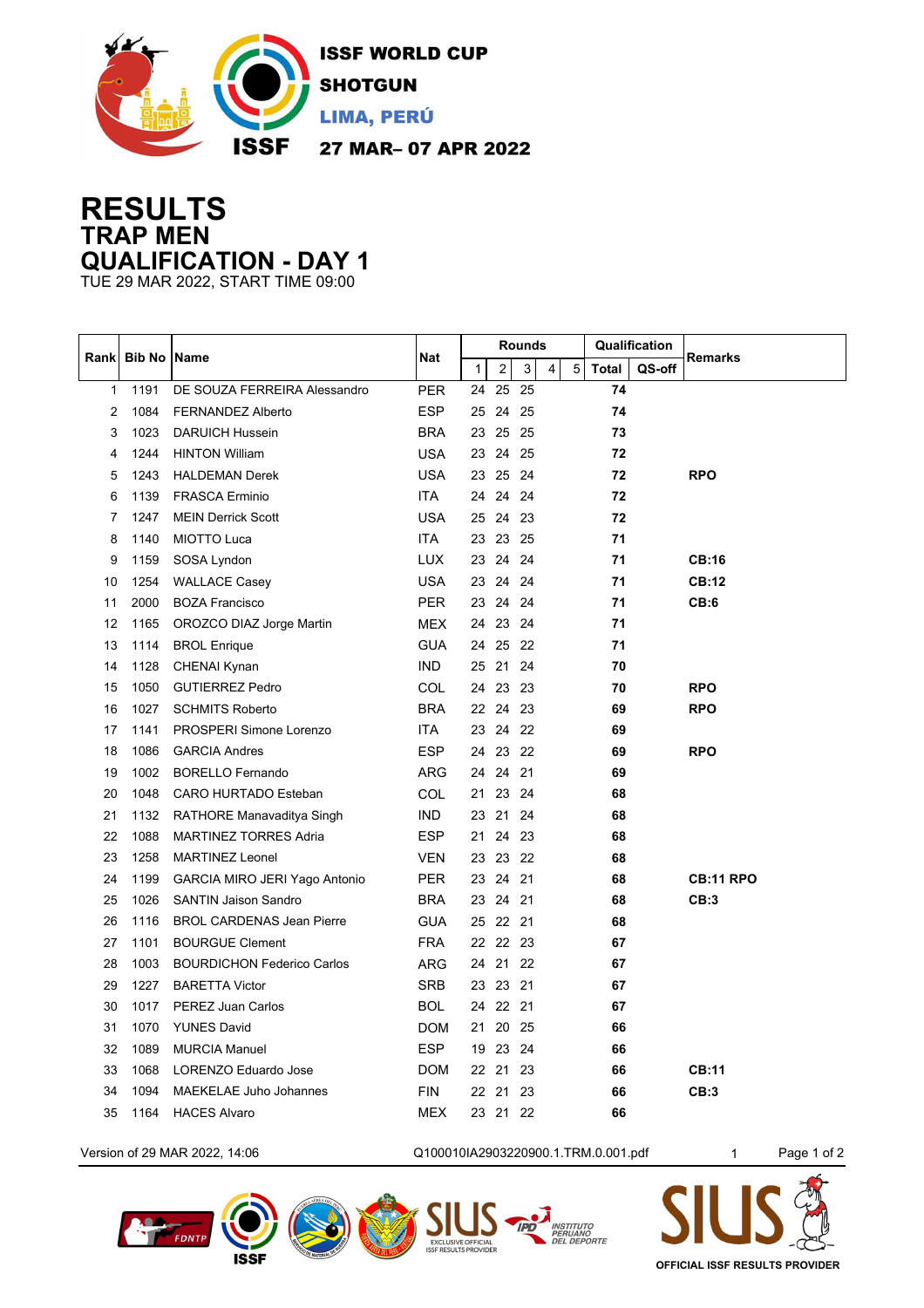ISSF WORLD CUP
SHOTGUN
LIMA, PERÚ
27 MAR– 07 APR 2022

# RESULTS
## TRAP MEN
## QUALIFICATION - DAY 1
TUE 29 MAR 2022, START TIME 09:00

| Rank | Bib No | Name | Nat | Rounds | | | | | Qualification | | Remarks |
|---|---|---|---|---|---|---|---|---|---|---|---|
| | | | | 1 | 2 | 3 | 4 | 5 | Total | QS-off | |
| 1 | 1191 | DE SOUZA FERREIRA Alessandro | PER | 24 | 25 | 25 | | | 74 | | |
| 2 | 1084 | FERNANDEZ Alberto | ESP | 25 | 24 | 25 | | | 74 | | |
| 3 | 1023 | DARUICH Hussein | BRA | 23 | 25 | 25 | | | 73 | | |
| 4 | 1244 | HINTON William | USA | 23 | 24 | 25 | | | 72 | | |
| 5 | 1243 | HALDEMAN Derek | USA | 23 | 25 | 24 | | | 72 | | RPO |
| 6 | 1139 | FRASCA Erminio | ITA | 24 | 24 | 24 | | | 72 | | |
| 7 | 1247 | MEIN Derrick Scott | USA | 25 | 24 | 23 | | | 72 | | |
| 8 | 1140 | MIOTTO Luca | ITA | 23 | 23 | 25 | | | 71 | | |
| 9 | 1159 | SOSA Lyndon | LUX | 23 | 24 | 24 | | | 71 | | CB:16 |
| 10 | 1254 | WALLACE Casey | USA | 23 | 24 | 24 | | | 71 | | CB:12 |
| 11 | 2000 | BOZA Francisco | PER | 23 | 24 | 24 | | | 71 | | CB:6 |
| 12 | 1165 | OROZCO DIAZ Jorge Martin | MEX | 24 | 23 | 24 | | | 71 | | |
| 13 | 1114 | BROL Enrique | GUA | 24 | 25 | 22 | | | 71 | | |
| 14 | 1128 | CHENAI Kynan | IND | 25 | 21 | 24 | | | 70 | | |
| 15 | 1050 | GUTIERREZ Pedro | COL | 24 | 23 | 23 | | | 70 | | RPO |
| 16 | 1027 | SCHMITS Roberto | BRA | 22 | 24 | 23 | | | 69 | | RPO |
| 17 | 1141 | PROSPERI Simone Lorenzo | ITA | 23 | 24 | 22 | | | 69 | | |
| 18 | 1086 | GARCIA Andres | ESP | 24 | 23 | 22 | | | 69 | | RPO |
| 19 | 1002 | BORELLO Fernando | ARG | 24 | 24 | 21 | | | 69 | | |
| 20 | 1048 | CARO HURTADO Esteban | COL | 21 | 23 | 24 | | | 68 | | |
| 21 | 1132 | RATHORE Manavaditya Singh | IND | 23 | 21 | 24 | | | 68 | | |
| 22 | 1088 | MARTINEZ TORRES Adria | ESP | 21 | 24 | 23 | | | 68 | | |
| 23 | 1258 | MARTINEZ Leonel | VEN | 23 | 23 | 22 | | | 68 | | |
| 24 | 1199 | GARCIA MIRO JERI Yago Antonio | PER | 23 | 24 | 21 | | | 68 | | CB:11 RPO |
| 25 | 1026 | SANTIN Jaison Sandro | BRA | 23 | 24 | 21 | | | 68 | | CB:3 |
| 26 | 1116 | BROL CARDENAS Jean Pierre | GUA | 25 | 22 | 21 | | | 68 | | |
| 27 | 1101 | BOURGUE Clement | FRA | 22 | 22 | 23 | | | 67 | | |
| 28 | 1003 | BOURDICHON Federico Carlos | ARG | 24 | 21 | 22 | | | 67 | | |
| 29 | 1227 | BARETTA Victor | SRB | 23 | 23 | 21 | | | 67 | | |
| 30 | 1017 | PEREZ Juan Carlos | BOL | 24 | 22 | 21 | | | 67 | | |
| 31 | 1070 | YUNES David | DOM | 21 | 20 | 25 | | | 66 | | |
| 32 | 1089 | MURCIA Manuel | ESP | 19 | 23 | 24 | | | 66 | | |
| 33 | 1068 | LORENZO Eduardo Jose | DOM | 22 | 21 | 23 | | | 66 | | CB:11 |
| 34 | 1094 | MAEKELAE Juho Johannes | FIN | 22 | 21 | 23 | | | 66 | | CB:3 |
| 35 | 1164 | HACES Alvaro | MEX | 23 | 21 | 22 | | | 66 | | |

Version of 29 MAR 2022, 14:06 Q100010IA2903220900.1.TRM.0.001.pdf 1

OFFICIAL ISSF RESULTS PROVIDER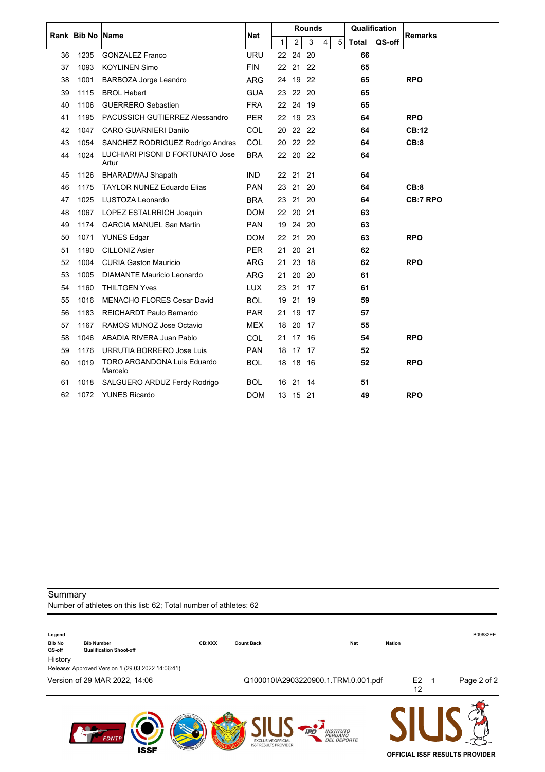| Rank | Bib No | Name | Nat | Rounds | | | | | Qualification | | Remarks |
|---|---|---|---|---|---|---|---|---|---|---|---|
| | | | | 1 | 2 | 3 | 4 | 5 | Total | QS-off | |
| 36 | 1235 | GONZALEZ Franco | URU | 22 | 24 | 20 | | | **66** | | |
| 37 | 1093 | KOYLINEN Simo | FIN | 22 | 21 | 22 | | | **65** | | |
| 38 | 1001 | BARBOZA Jorge Leandro | ARG | 24 | 19 | 22 | | | **65** | | **RPO** |
| 39 | 1115 | BROL Hebert | GUA | 23 | 22 | 20 | | | **65** | | |
| 40 | 1106 | GUERRERO Sebastien | FRA | 22 | 24 | 19 | | | **65** | | |
| 41 | 1195 | PACUSSICH GUTIERREZ Alessandro | PER | 22 | 19 | 23 | | | **64** | | **RPO** |
| 42 | 1047 | CARO GUARNIERI Danilo | COL | 20 | 22 | 22 | | | **64** | | **CB:12** |
| 43 | 1054 | SANCHEZ RODRIGUEZ Rodrigo Andres | COL | 20 | 22 | 22 | | | **64** | | **CB:8** |
| 44 | 1024 | LUCHIARI PISONI D FORTUNATO Jose Artur | BRA | 22 | 20 | 22 | | | **64** | | |
| 45 | 1126 | BHARADWAJ Shapath | IND | 22 | 21 | 21 | | | **64** | | |
| 46 | 1175 | TAYLOR NUNEZ Eduardo Elias | PAN | 23 | 21 | 20 | | | **64** | | **CB:8** |
| 47 | 1025 | LUSTOZA Leonardo | BRA | 23 | 21 | 20 | | | **64** | | **CB:7 RPO** |
| 48 | 1067 | LOPEZ ESTALRRICH Joaquin | DOM | 22 | 20 | 21 | | | **63** | | |
| 49 | 1174 | GARCIA MANUEL San Martin | PAN | 19 | 24 | 20 | | | **63** | | |
| 50 | 1071 | YUNES Edgar | DOM | 22 | 21 | 20 | | | **63** | | **RPO** |
| 51 | 1190 | CILLONIZ Asier | PER | 21 | 20 | 21 | | | **62** | | |
| 52 | 1004 | CURIA Gaston Mauricio | ARG | 21 | 23 | 18 | | | **62** | | **RPO** |
| 53 | 1005 | DIAMANTE Mauricio Leonardo | ARG | 21 | 20 | 20 | | | **61** | | |
| 54 | 1160 | THILTGEN Yves | LUX | 23 | 21 | 17 | | | **61** | | |
| 55 | 1016 | MENACHO FLORES Cesar David | BOL | 19 | 21 | 19 | | | **59** | | |
| 56 | 1183 | REICHARDT Paulo Bernardo | PAR | 21 | 19 | 17 | | | **57** | | |
| 57 | 1167 | RAMOS MUNOZ Jose Octavio | MEX | 18 | 20 | 17 | | | **55** | | |
| 58 | 1046 | ABADIA RIVERA Juan Pablo | COL | 21 | 17 | 16 | | | **54** | | **RPO** |
| 59 | 1176 | URRUTIA BORRERO Jose Luis | PAN | 18 | 17 | 17 | | | **52** | | |
| 60 | 1019 | TORO ARGANDONA Luis Eduardo Marcelo | BOL | 18 | 18 | 16 | | | **52** | | **RPO** |
| 61 | 1018 | SALGUERO ARDUZ Ferdy Rodrigo | BOL | 16 | 21 | 14 | | | **51** | | |
| 62 | 1072 | YUNES Ricardo | DOM | 13 | 15 | 21 | | | **49** | | **RPO** |

Summary

Number of athletes on this list: 62; Total number of athletes: 62

Legend

B09682FE

| | | | | | |
|---|---|---|---|---|---|
| Bib No | Bib Number | CB:XXX | Count Back | Nat | Nation |
| QS-off | Qualification Shoot-off | | | | |

History

Release: Approved Version 1 (29.03.2022 14:06:41)

Version of 29 MAR 2022, 14:06 Q100010IA2903220900.1.TRM.0.001.pdf E2 12 1

OFFICIAL ISSF RESULTS PROVIDER